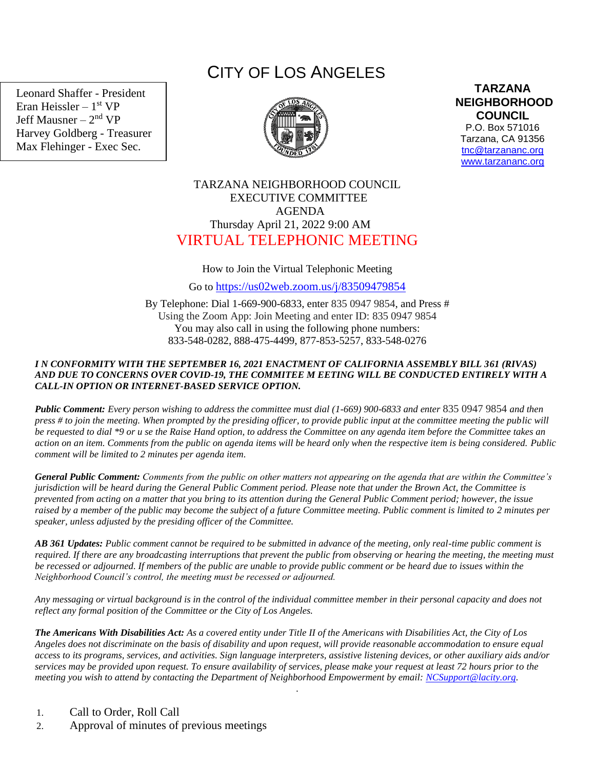# CITY OF LOS ANGELES

Leonard Shaffer - President
Eran Heissler – 1st VP
Jeff Mausner – 2nd VP
Harvey Goldberg - Treasurer
Max Flehinger - Exec Sec.

**TARZANA NEIGHBORHOOD COUNCIL**
P.O. Box 571016
Tarzana, CA 91356
tnc@tarzananc.org
www.tarzananc.org

TARZANA NEIGHBORHOOD COUNCIL
EXECUTIVE COMMITTEE
AGENDA
Thursday April 21, 2022 9:00 AM

## VIRTUAL TELEPHONIC MEETING

How to Join the Virtual Telephonic Meeting

Go to https://us02web.zoom.us/j/83509479854

By Telephone: Dial 1-669-900-6833, enter 835 0947 9854, and Press #
Using the Zoom App: Join Meeting and enter ID: 835 0947 9854
You may also call in using the following phone numbers:
833-548-0282, 888-475-4499, 877-853-5257, 833-548-0276

***I N CONFORMITY WITH THE SEPTEMBER 16, 2021 ENACTMENT OF CALIFORNIA ASSEMBLY BILL 361 (RIVAS) AND DUE TO CONCERNS OVER COVID-19, THE COMMITEE M EETING WILL BE CONDUCTED ENTIRELY WITH A CALL-IN OPTION OR INTERNET-BASED SERVICE OPTION.***

***Public Comment:*** *Every person wishing to address the committee must dial (1-669) 900-6833 and enter 835 0947 9854 and then press # to join the meeting. When prompted by the presiding officer, to provide public input at the committee meeting the public will be requested to dial \*9 or u se the Raise Hand option, to address the Committee on any agenda item before the Committee takes an action on an item. Comments from the public on agenda items will be heard only when the respective item is being considered. Public comment will be limited to 2 minutes per agenda item.*

***General Public Comment:*** *Comments from the public on other matters not appearing on the agenda that are within the Committee's jurisdiction will be heard during the General Public Comment period. Please note that under the Brown Act, the Committee is prevented from acting on a matter that you bring to its attention during the General Public Comment period; however, the issue raised by a member of the public may become the subject of a future Committee meeting. Public comment is limited to 2 minutes per speaker, unless adjusted by the presiding officer of the Committee.*

***AB 361 Updates:*** *Public comment cannot be required to be submitted in advance of the meeting, only real-time public comment is required. If there are any broadcasting interruptions that prevent the public from observing or hearing the meeting, the meeting must be recessed or adjourned. If members of the public are unable to provide public comment or be heard due to issues within the Neighborhood Council's control, the meeting must be recessed or adjourned.*

*Any messaging or virtual background is in the control of the individual committee member in their personal capacity and does not reflect any formal position of the Committee or the City of Los Angeles.*

***The Americans With Disabilities Act:*** *As a covered entity under Title II of the Americans with Disabilities Act, the City of Los Angeles does not discriminate on the basis of disability and upon request, will provide reasonable accommodation to ensure equal access to its programs, services, and activities. Sign language interpreters, assistive listening devices, or other auxiliary aids and/or services may be provided upon request. To ensure availability of services, please make your request at least 72 hours prior to the meeting you wish to attend by contacting the Department of Neighborhood Empowerment by email: NCSupport@lacity.org.*

1. Call to Order, Roll Call
2. Approval of minutes of previous meetings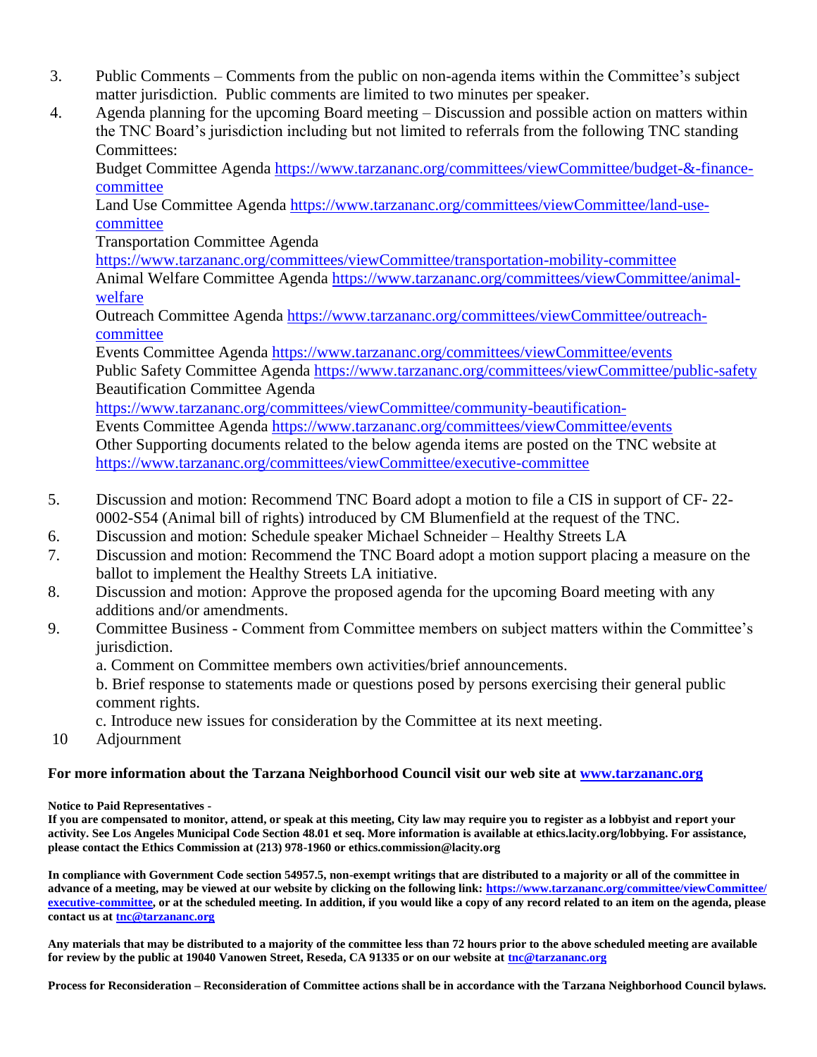3. Public Comments – Comments from the public on non-agenda items within the Committee's subject matter jurisdiction. Public comments are limited to two minutes per speaker.
4. Agenda planning for the upcoming Board meeting – Discussion and possible action on matters within the TNC Board's jurisdiction including but not limited to referrals from the following TNC standing Committees:
   Budget Committee Agenda https://www.tarzananc.org/committees/viewCommittee/budget-&-finance-committee
   Land Use Committee Agenda https://www.tarzananc.org/committees/viewCommittee/land-use-committee
   Transportation Committee Agenda https://www.tarzananc.org/committees/viewCommittee/transportation-mobility-committee
   Animal Welfare Committee Agenda https://www.tarzananc.org/committees/viewCommittee/animal-welfare
   Outreach Committee Agenda https://www.tarzananc.org/committees/viewCommittee/outreach-committee
   Events Committee Agenda https://www.tarzananc.org/committees/viewCommittee/events
   Public Safety Committee Agenda https://www.tarzananc.org/committees/viewCommittee/public-safety
   Beautification Committee Agenda https://www.tarzananc.org/committees/viewCommittee/community-beautification-
   Events Committee Agenda https://www.tarzananc.org/committees/viewCommittee/events
   Other Supporting documents related to the below agenda items are posted on the TNC website at https://www.tarzananc.org/committees/viewCommittee/executive-committee

5. Discussion and motion: Recommend TNC Board adopt a motion to file a CIS in support of CF- 22-0002-S54 (Animal bill of rights) introduced by CM Blumenfield at the request of the TNC.
6. Discussion and motion: Schedule speaker Michael Schneider – Healthy Streets LA
7. Discussion and motion: Recommend the TNC Board adopt a motion support placing a measure on the ballot to implement the Healthy Streets LA initiative.
8. Discussion and motion: Approve the proposed agenda for the upcoming Board meeting with any additions and/or amendments.
9. Committee Business - Comment from Committee members on subject matters within the Committee's jurisdiction.
   a. Comment on Committee members own activities/brief announcements.
   b. Brief response to statements made or questions posed by persons exercising their general public comment rights.
   c. Introduce new issues for consideration by the Committee at its next meeting.
10. Adjournment

**For more information about the Tarzana Neighborhood Council visit our web site at www.tarzananc.org**

**Notice to Paid Representatives -**
**If you are compensated to monitor, attend, or speak at this meeting, City law may require you to register as a lobbyist and report your activity. See Los Angeles Municipal Code Section 48.01 et seq. More information is available at ethics.lacity.org/lobbying. For assistance, please contact the Ethics Commission at (213) 978-1960 or ethics.commission@lacity.org**

**In compliance with Government Code section 54957.5, non-exempt writings that are distributed to a majority or all of the committee in advance of a meeting, may be viewed at our website by clicking on the following link: https://www.tarzananc.org/committee/viewCommittee/executive-committee, or at the scheduled meeting. In addition, if you would like a copy of any record related to an item on the agenda, please contact us at tnc@tarzananc.org**

**Any materials that may be distributed to a majority of the committee less than 72 hours prior to the above scheduled meeting are available for review by the public at 19040 Vanowen Street, Reseda, CA 91335 or on our website at tnc@tarzananc.org**

**Process for Reconsideration – Reconsideration of Committee actions shall be in accordance with the Tarzana Neighborhood Council bylaws.**